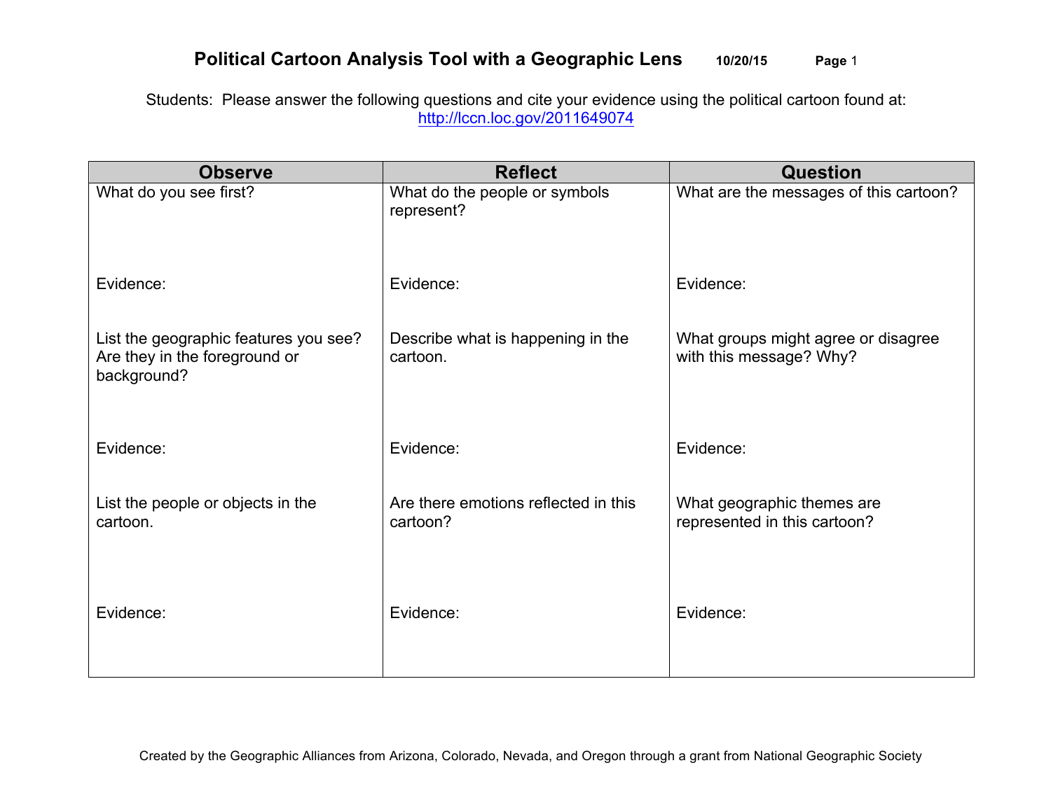# Political Cartoon Analysis Tool with a Geographic Lens

Students: Please answer the following questions and cite your evidence using the political cartoon found at: http://lccn.loc.gov/2011649074

| Observe | Reflect | Question |
|---|---|---|
| What do you see first?<br><br>Evidence: | What do the people or symbols represent?<br><br>Evidence: | What are the messages of this cartoon?<br><br>Evidence: |
| List the geographic features you see? Are they in the foreground or background?<br><br>Evidence: | Describe what is happening in the cartoon.<br><br>Evidence: | What groups might agree or disagree with this message? Why?<br><br>Evidence: |
| List the people or objects in the cartoon.<br><br>Evidence: | Are there emotions reflected in this cartoon?<br><br>Evidence: | What geographic themes are represented in this cartoon?<br><br>Evidence: |

Created by the Geographic Alliances from Arizona, Colorado, Nevada, and Oregon through a grant from National Geographic Society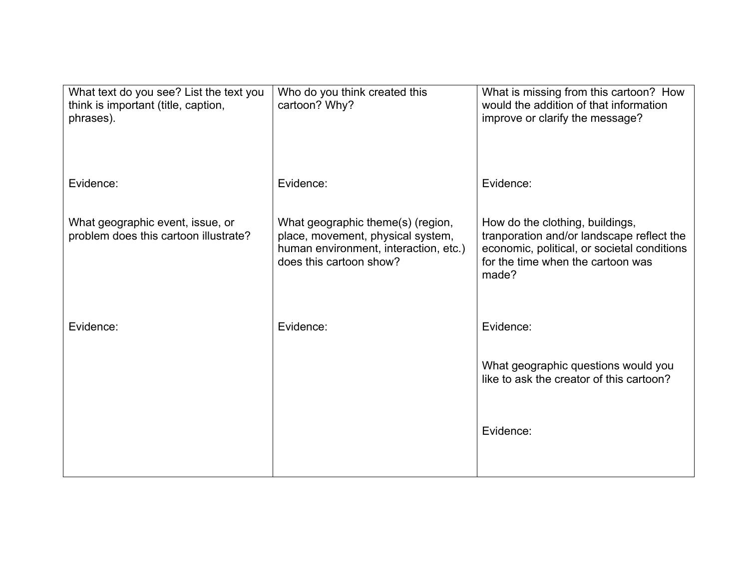| | | |
|---|---|---|
| What text do you see? List the text you think is important (title, caption, phrases).<br><br>Evidence:<br><br>What geographic event, issue, or problem does this cartoon illustrate?<br><br>Evidence: | Who do you think created this cartoon? Why?<br><br>Evidence:<br><br>What geographic theme(s) (region, place, movement, physical system, human environment, interaction, etc.) does this cartoon show?<br><br>Evidence: | What is missing from this cartoon? How would the addition of that information improve or clarify the message?<br><br>Evidence:<br><br>How do the clothing, buildings, tranporation and/or landscape reflect the economic, political, or societal conditions for the time when the cartoon was made?<br><br>Evidence:<br><br>What geographic questions would you like to ask the creator of this cartoon?<br><br>Evidence: |